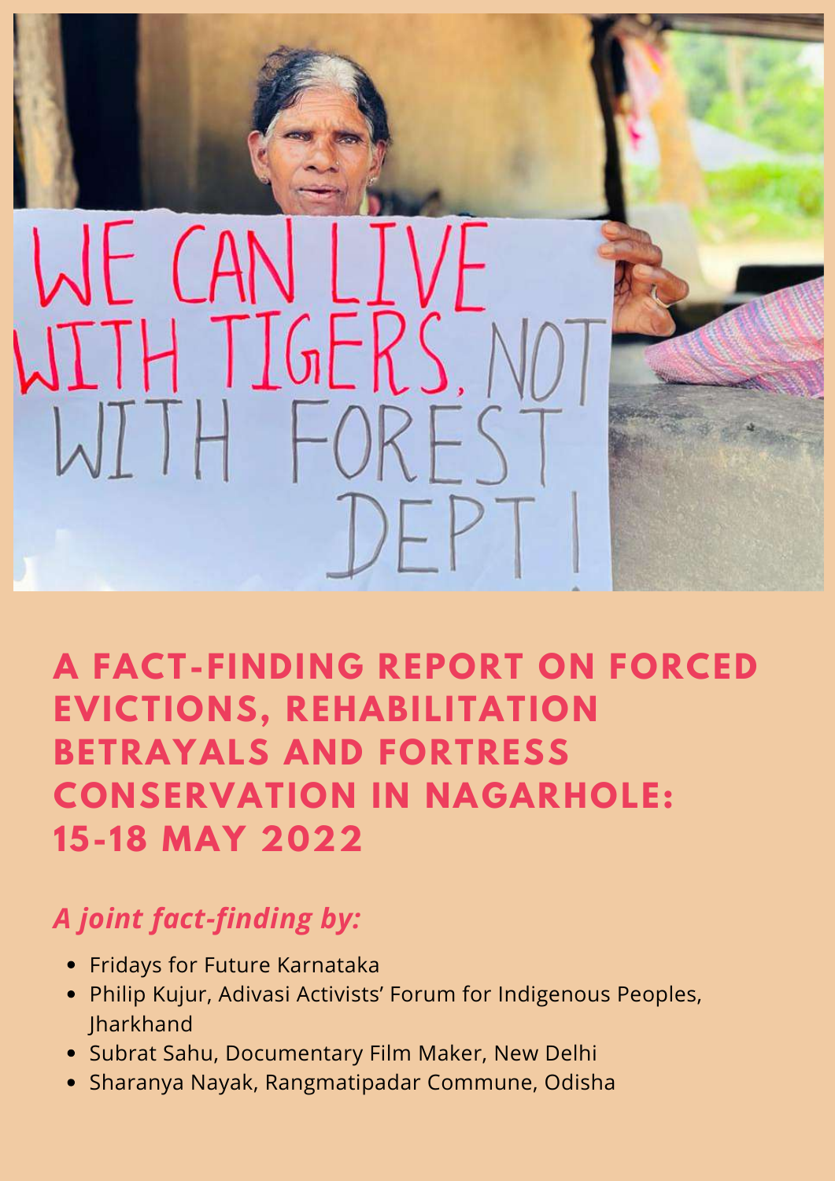# A FACT-FINDING REPORT ON FORCED EVICTIONS, REHABILITATION BETRAYALS AND FORTRESS CONSERVATION IN NAGARHOLE: 15-18 MAY 2022

*A joint fact-finding by:*

- Fridays for Future Karnataka
- Philip Kujur, Adivasi Activists' Forum for Indigenous Peoples, Jharkhand
- Subrat Sahu, Documentary Film Maker, New Delhi
- Sharanya Nayak, Rangmatipadar Commune, Odisha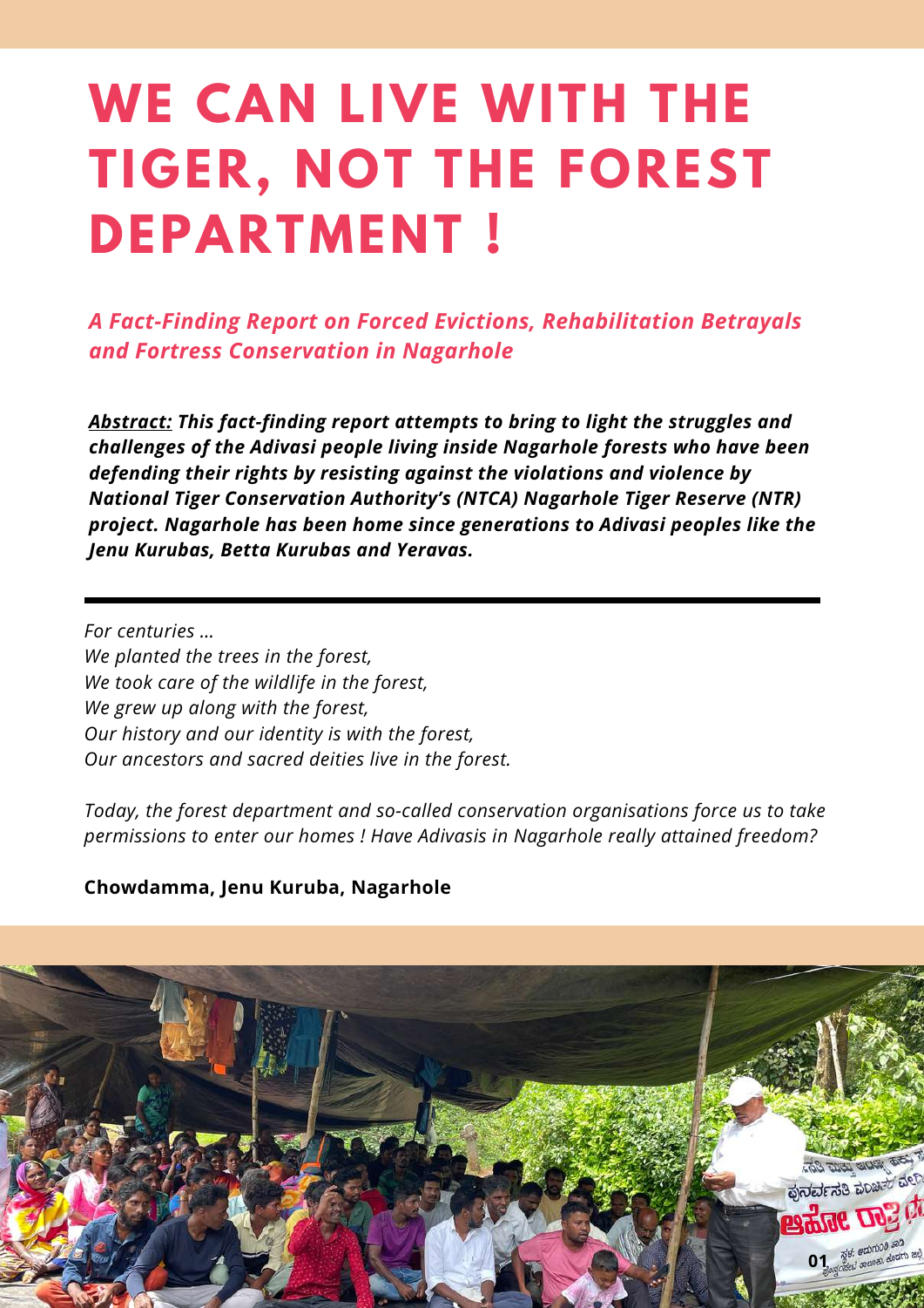# WE CAN LIVE WITH THE TIGER, NOT THE FOREST DEPARTMENT !

*A Fact-Finding Report on Forced Evictions, Rehabilitation Betrayals and Fortress Conservation in Nagarhole*

***Abstract:*** ***This fact-finding report attempts to bring to light the struggles and challenges of the Adivasi people living inside Nagarhole forests who have been defending their rights by resisting against the violations and violence by National Tiger Conservation Authority's (NTCA) Nagarhole Tiger Reserve (NTR) project. Nagarhole has been home since generations to Adivasi peoples like the Jenu Kurubas, Betta Kurubas and Yeravas.***

---

*For centuries ...*
*We planted the trees in the forest,*
*We took care of the wildlife in the forest,*
*We grew up along with the forest,*
*Our history and our identity is with the forest,*
*Our ancestors and sacred deities live in the forest.*

*Today, the forest department and so-called conservation organisations force us to take permissions to enter our homes ! Have Adivasis in Nagarhole really attained freedom?*

**Chowdamma, Jenu Kuruba, Nagarhole**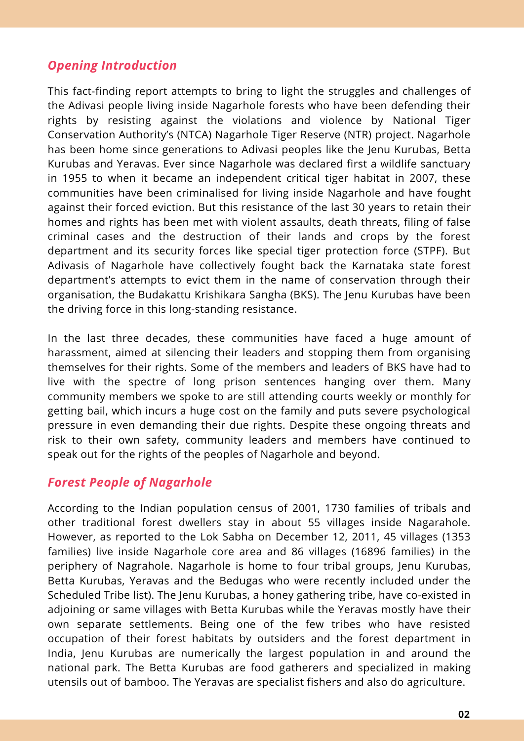## *Opening Introduction*

This fact-finding report attempts to bring to light the struggles and challenges of the Adivasi people living inside Nagarhole forests who have been defending their rights by resisting against the violations and violence by National Tiger Conservation Authority's (NTCA) Nagarhole Tiger Reserve (NTR) project. Nagarhole has been home since generations to Adivasi peoples like the Jenu Kurubas, Betta Kurubas and Yeravas. Ever since Nagarhole was declared first a wildlife sanctuary in 1955 to when it became an independent critical tiger habitat in 2007, these communities have been criminalised for living inside Nagarhole and have fought against their forced eviction. But this resistance of the last 30 years to retain their homes and rights has been met with violent assaults, death threats, filing of false criminal cases and the destruction of their lands and crops by the forest department and its security forces like special tiger protection force (STPF). But Adivasis of Nagarhole have collectively fought back the Karnataka state forest department's attempts to evict them in the name of conservation through their organisation, the Budakattu Krishikara Sangha (BKS). The Jenu Kurubas have been the driving force in this long-standing resistance.

In the last three decades, these communities have faced a huge amount of harassment, aimed at silencing their leaders and stopping them from organising themselves for their rights. Some of the members and leaders of BKS have had to live with the spectre of long prison sentences hanging over them. Many community members we spoke to are still attending courts weekly or monthly for getting bail, which incurs a huge cost on the family and puts severe psychological pressure in even demanding their due rights. Despite these ongoing threats and risk to their own safety, community leaders and members have continued to speak out for the rights of the peoples of Nagarhole and beyond.

## *Forest People of Nagarhole*

According to the Indian population census of 2001, 1730 families of tribals and other traditional forest dwellers stay in about 55 villages inside Nagarahole. However, as reported to the Lok Sabha on December 12, 2011, 45 villages (1353 families) live inside Nagarhole core area and 86 villages (16896 families) in the periphery of Nagrahole. Nagarhole is home to four tribal groups, Jenu Kurubas, Betta Kurubas, Yeravas and the Bedugas who were recently included under the Scheduled Tribe list). The Jenu Kurubas, a honey gathering tribe, have co-existed in adjoining or same villages with Betta Kurubas while the Yeravas mostly have their own separate settlements. Being one of the few tribes who have resisted occupation of their forest habitats by outsiders and the forest department in India, Jenu Kurubas are numerically the largest population in and around the national park. The Betta Kurubas are food gatherers and specialized in making utensils out of bamboo. The Yeravas are specialist fishers and also do agriculture.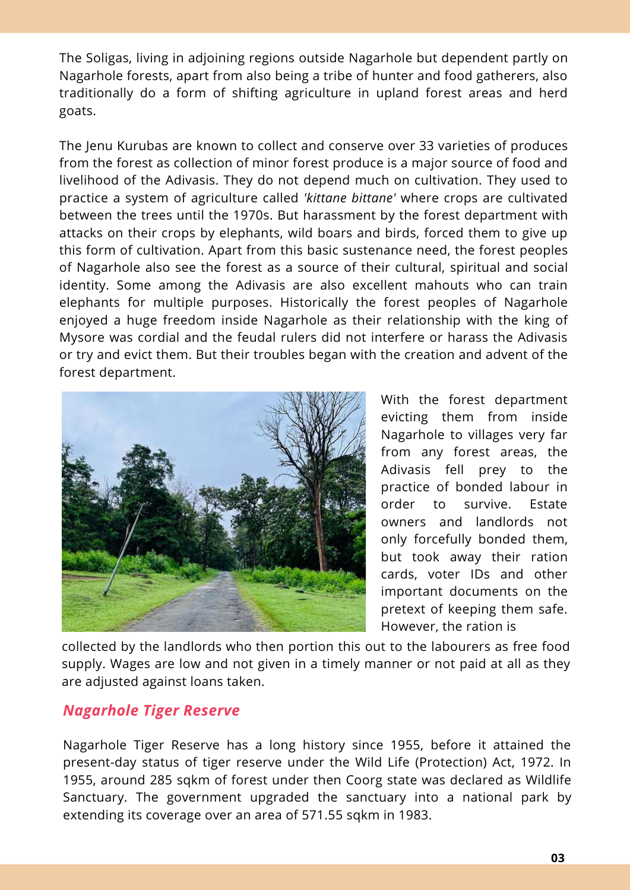The Soligas, living in adjoining regions outside Nagarhole but dependent partly on Nagarhole forests, apart from also being a tribe of hunter and food gatherers, also traditionally do a form of shifting agriculture in upland forest areas and herd goats.

The Jenu Kurubas are known to collect and conserve over 33 varieties of produces from the forest as collection of minor forest produce is a major source of food and livelihood of the Adivasis. They do not depend much on cultivation. They used to practice a system of agriculture called *'kittane bittane'* where crops are cultivated between the trees until the 1970s. But harassment by the forest department with attacks on their crops by elephants, wild boars and birds, forced them to give up this form of cultivation. Apart from this basic sustenance need, the forest peoples of Nagarhole also see the forest as a source of their cultural, spiritual and social identity. Some among the Adivasis are also excellent mahouts who can train elephants for multiple purposes. Historically the forest peoples of Nagarhole enjoyed a huge freedom inside Nagarhole as their relationship with the king of Mysore was cordial and the feudal rulers did not interfere or harass the Adivasis or try and evict them. But their troubles began with the creation and advent of the forest department.

With the forest department evicting them from inside Nagarhole to villages very far from any forest areas, the Adivasis fell prey to the practice of bonded labour in order to survive. Estate owners and landlords not only forcefully bonded them, but took away their ration cards, voter IDs and other important documents on the pretext of keeping them safe. However, the ration is collected by the landlords who then portion this out to the labourers as free food supply. Wages are low and not given in a timely manner or not paid at all as they are adjusted against loans taken.

## *Nagarhole Tiger Reserve*

Nagarhole Tiger Reserve has a long history since 1955, before it attained the present-day status of tiger reserve under the Wild Life (Protection) Act, 1972. In 1955, around 285 sqkm of forest under then Coorg state was declared as Wildlife Sanctuary. The government upgraded the sanctuary into a national park by extending its coverage over an area of 571.55 sqkm in 1983.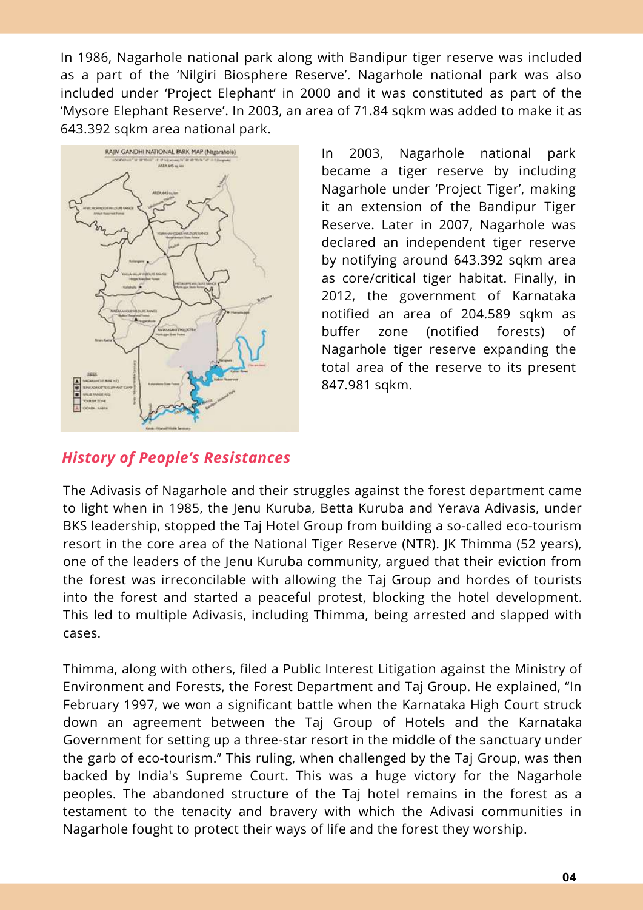In 1986, Nagarhole national park along with Bandipur tiger reserve was included as a part of the 'Nilgiri Biosphere Reserve'. Nagarhole national park was also included under 'Project Elephant' in 2000 and it was constituted as part of the 'Mysore Elephant Reserve'. In 2003, an area of 71.84 sqkm was added to make it as 643.392 sqkm area national park.

In 2003, Nagarhole national park became a tiger reserve by including Nagarhole under 'Project Tiger', making it an extension of the Bandipur Tiger Reserve. Later in 2007, Nagarhole was declared an independent tiger reserve by notifying around 643.392 sqkm area as core/critical tiger habitat. Finally, in 2012, the government of Karnataka notified an area of 204.589 sqkm as buffer zone (notified forests) of Nagarhole tiger reserve expanding the total area of the reserve to its present 847.981 sqkm.

## *History of People's Resistances*

The Adivasis of Nagarhole and their struggles against the forest department came to light when in 1985, the Jenu Kuruba, Betta Kuruba and Yerava Adivasis, under BKS leadership, stopped the Taj Hotel Group from building a so-called eco-tourism resort in the core area of the National Tiger Reserve (NTR). JK Thimma (52 years), one of the leaders of the Jenu Kuruba community, argued that their eviction from the forest was irreconcilable with allowing the Taj Group and hordes of tourists into the forest and started a peaceful protest, blocking the hotel development. This led to multiple Adivasis, including Thimma, being arrested and slapped with cases.

Thimma, along with others, filed a Public Interest Litigation against the Ministry of Environment and Forests, the Forest Department and Taj Group. He explained, "In February 1997, we won a significant battle when the Karnataka High Court struck down an agreement between the Taj Group of Hotels and the Karnataka Government for setting up a three-star resort in the middle of the sanctuary under the garb of eco-tourism." This ruling, when challenged by the Taj Group, was then backed by India's Supreme Court. This was a huge victory for the Nagarhole peoples. The abandoned structure of the Taj hotel remains in the forest as a testament to the tenacity and bravery with which the Adivasi communities in Nagarhole fought to protect their ways of life and the forest they worship.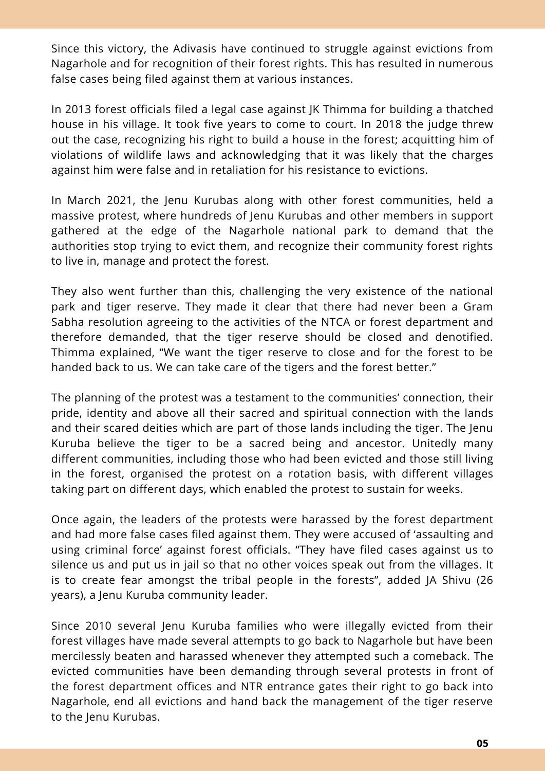Since this victory, the Adivasis have continued to struggle against evictions from Nagarhole and for recognition of their forest rights. This has resulted in numerous false cases being filed against them at various instances.

In 2013 forest officials filed a legal case against JK Thimma for building a thatched house in his village. It took five years to come to court. In 2018 the judge threw out the case, recognizing his right to build a house in the forest; acquitting him of violations of wildlife laws and acknowledging that it was likely that the charges against him were false and in retaliation for his resistance to evictions.

In March 2021, the Jenu Kurubas along with other forest communities, held a massive protest, where hundreds of Jenu Kurubas and other members in support gathered at the edge of the Nagarhole national park to demand that the authorities stop trying to evict them, and recognize their community forest rights to live in, manage and protect the forest.

They also went further than this, challenging the very existence of the national park and tiger reserve. They made it clear that there had never been a Gram Sabha resolution agreeing to the activities of the NTCA or forest department and therefore demanded, that the tiger reserve should be closed and denotified. Thimma explained, "We want the tiger reserve to close and for the forest to be handed back to us. We can take care of the tigers and the forest better."

The planning of the protest was a testament to the communities' connection, their pride, identity and above all their sacred and spiritual connection with the lands and their scared deities which are part of those lands including the tiger. The Jenu Kuruba believe the tiger to be a sacred being and ancestor. Unitedly many different communities, including those who had been evicted and those still living in the forest, organised the protest on a rotation basis, with different villages taking part on different days, which enabled the protest to sustain for weeks.

Once again, the leaders of the protests were harassed by the forest department and had more false cases filed against them. They were accused of 'assaulting and using criminal force' against forest officials. "They have filed cases against us to silence us and put us in jail so that no other voices speak out from the villages. It is to create fear amongst the tribal people in the forests", added JA Shivu (26 years), a Jenu Kuruba community leader.

Since 2010 several Jenu Kuruba families who were illegally evicted from their forest villages have made several attempts to go back to Nagarhole but have been mercilessly beaten and harassed whenever they attempted such a comeback. The evicted communities have been demanding through several protests in front of the forest department offices and NTR entrance gates their right to go back into Nagarhole, end all evictions and hand back the management of the tiger reserve to the Jenu Kurubas.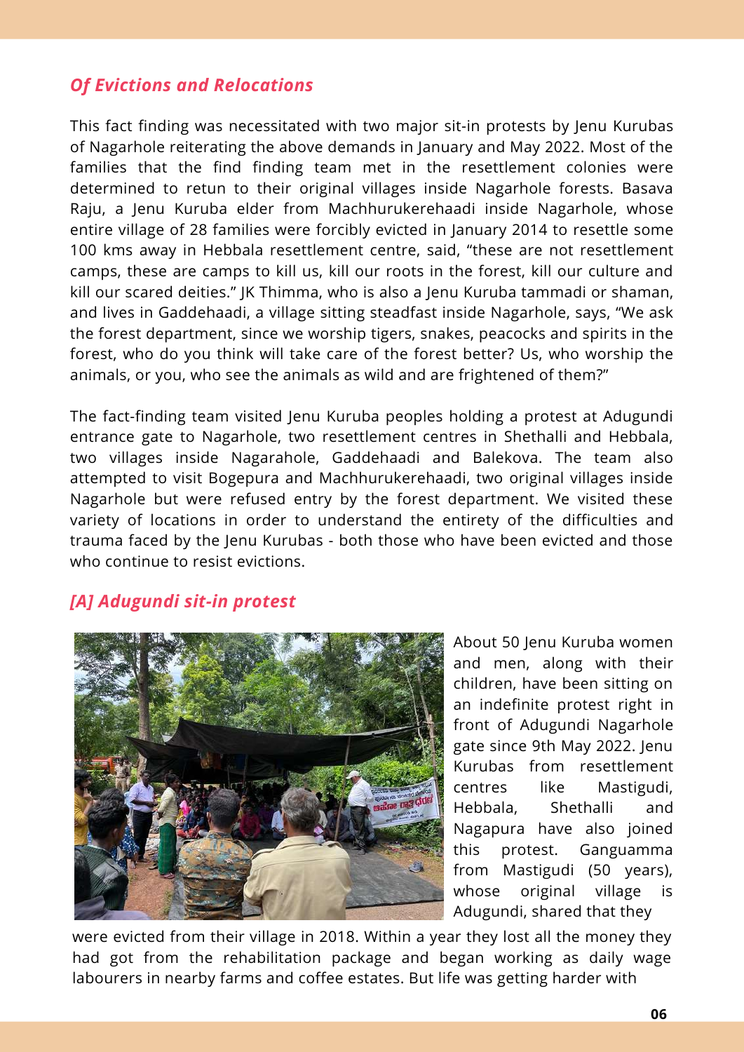## *Of Evictions and Relocations*

This fact finding was necessitated with two major sit-in protests by Jenu Kurubas of Nagarhole reiterating the above demands in January and May 2022. Most of the families that the find finding team met in the resettlement colonies were determined to retun to their original villages inside Nagarhole forests. Basava Raju, a Jenu Kuruba elder from Machhurukerehaadi inside Nagarhole, whose entire village of 28 families were forcibly evicted in January 2014 to resettle some 100 kms away in Hebbala resettlement centre, said, "these are not resettlement camps, these are camps to kill us, kill our roots in the forest, kill our culture and kill our scared deities." JK Thimma, who is also a Jenu Kuruba tammadi or shaman, and lives in Gaddehaadi, a village sitting steadfast inside Nagarhole, says, "We ask the forest department, since we worship tigers, snakes, peacocks and spirits in the forest, who do you think will take care of the forest better? Us, who worship the animals, or you, who see the animals as wild and are frightened of them?"

The fact-finding team visited Jenu Kuruba peoples holding a protest at Adugundi entrance gate to Nagarhole, two resettlement centres in Shethalli and Hebbala, two villages inside Nagarahole, Gaddehaadi and Balekova. The team also attempted to visit Bogepura and Machhurukerehaadi, two original villages inside Nagarhole but were refused entry by the forest department. We visited these variety of locations in order to understand the entirety of the difficulties and trauma faced by the Jenu Kurubas - both those who have been evicted and those who continue to resist evictions.

### *[A] Adugundi sit-in protest*

About 50 Jenu Kuruba women and men, along with their children, have been sitting on an indefinite protest right in front of Adugundi Nagarhole gate since 9th May 2022. Jenu Kurubas from resettlement centres like Mastigudi, Hebbala, Shethalli and Nagapura have also joined this protest. Ganguamma from Mastigudi (50 years), whose original village is Adugundi, shared that they were evicted from their village in 2018. Within a year they lost all the money they had got from the rehabilitation package and began working as daily wage labourers in nearby farms and coffee estates. But life was getting harder with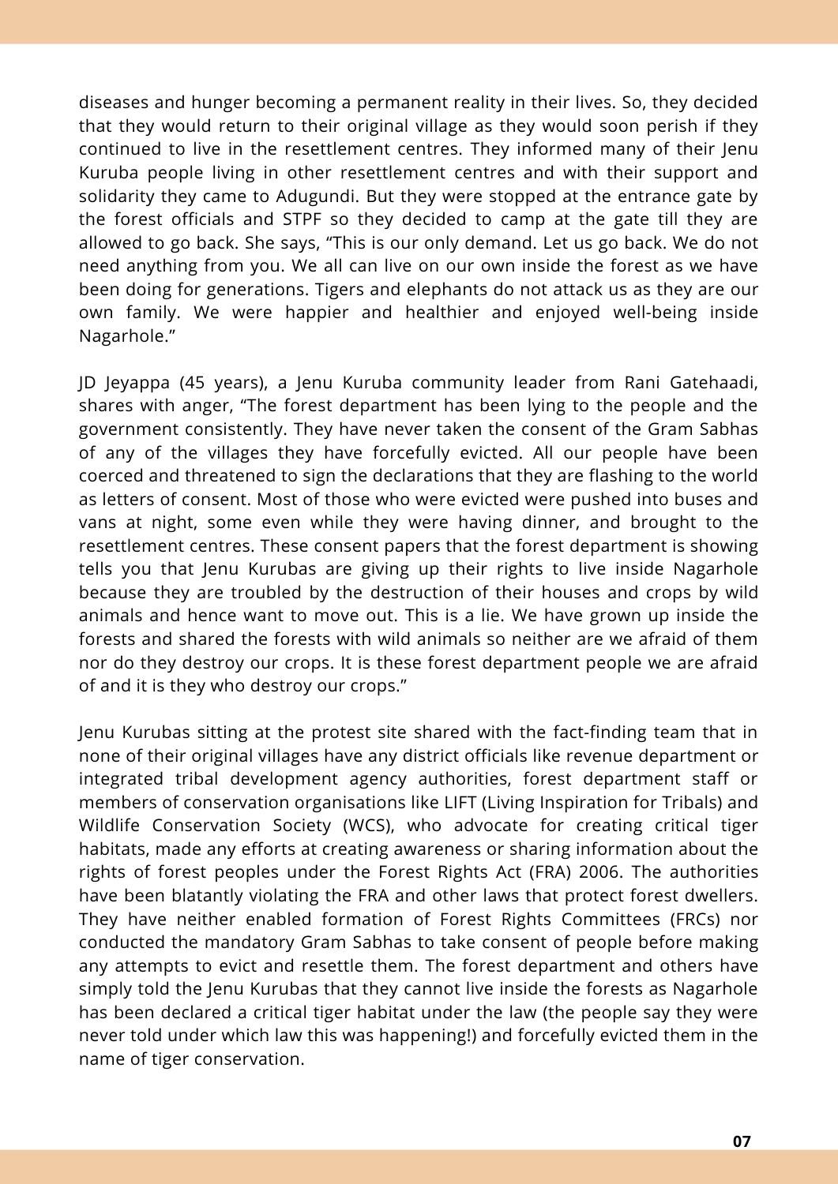diseases and hunger becoming a permanent reality in their lives. So, they decided that they would return to their original village as they would soon perish if they continued to live in the resettlement centres. They informed many of their Jenu Kuruba people living in other resettlement centres and with their support and solidarity they came to Adugundi. But they were stopped at the entrance gate by the forest officials and STPF so they decided to camp at the gate till they are allowed to go back. She says, "This is our only demand. Let us go back. We do not need anything from you. We all can live on our own inside the forest as we have been doing for generations. Tigers and elephants do not attack us as they are our own family. We were happier and healthier and enjoyed well-being inside Nagarhole."

JD Jeyappa (45 years), a Jenu Kuruba community leader from Rani Gatehaadi, shares with anger, "The forest department has been lying to the people and the government consistently. They have never taken the consent of the Gram Sabhas of any of the villages they have forcefully evicted. All our people have been coerced and threatened to sign the declarations that they are flashing to the world as letters of consent. Most of those who were evicted were pushed into buses and vans at night, some even while they were having dinner, and brought to the resettlement centres. These consent papers that the forest department is showing tells you that Jenu Kurubas are giving up their rights to live inside Nagarhole because they are troubled by the destruction of their houses and crops by wild animals and hence want to move out. This is a lie. We have grown up inside the forests and shared the forests with wild animals so neither are we afraid of them nor do they destroy our crops. It is these forest department people we are afraid of and it is they who destroy our crops."

Jenu Kurubas sitting at the protest site shared with the fact-finding team that in none of their original villages have any district officials like revenue department or integrated tribal development agency authorities, forest department staff or members of conservation organisations like LIFT (Living Inspiration for Tribals) and Wildlife Conservation Society (WCS), who advocate for creating critical tiger habitats, made any efforts at creating awareness or sharing information about the rights of forest peoples under the Forest Rights Act (FRA) 2006. The authorities have been blatantly violating the FRA and other laws that protect forest dwellers. They have neither enabled formation of Forest Rights Committees (FRCs) nor conducted the mandatory Gram Sabhas to take consent of people before making any attempts to evict and resettle them. The forest department and others have simply told the Jenu Kurubas that they cannot live inside the forests as Nagarhole has been declared a critical tiger habitat under the law (the people say they were never told under which law this was happening!) and forcefully evicted them in the name of tiger conservation.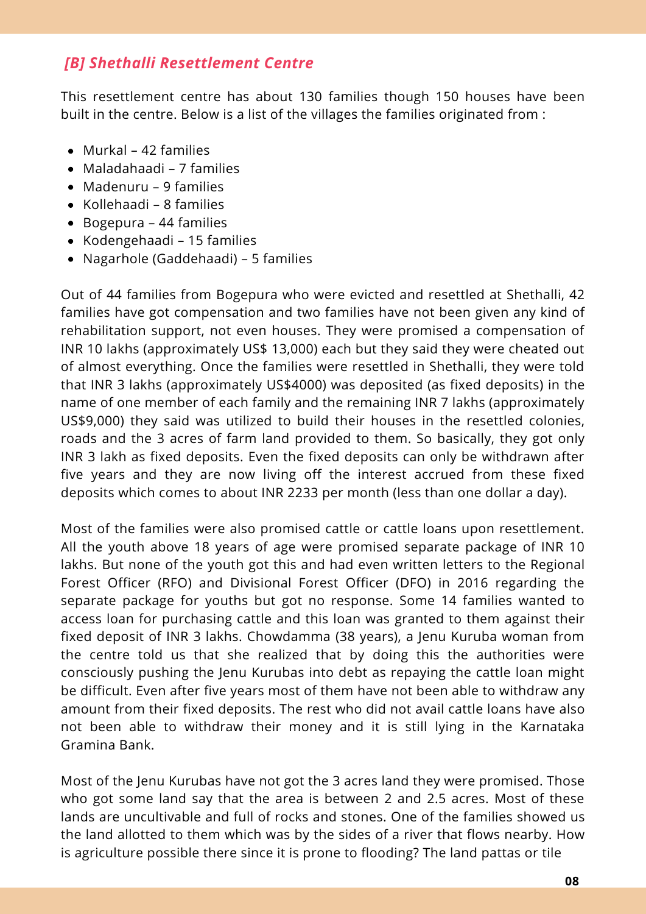### *[B] Shethalli Resettlement Centre*

This resettlement centre has about 130 families though 150 houses have been built in the centre. Below is a list of the villages the families originated from :

- Murkal – 42 families
- Maladahaadi – 7 families
- Madenuru – 9 families
- Kollehaadi – 8 families
- Bogepura – 44 families
- Kodengehaadi – 15 families
- Nagarhole (Gaddehaadi) – 5 families

Out of 44 families from Bogepura who were evicted and resettled at Shethalli, 42 families have got compensation and two families have not been given any kind of rehabilitation support, not even houses. They were promised a compensation of INR 10 lakhs (approximately US$ 13,000) each but they said they were cheated out of almost everything. Once the families were resettled in Shethalli, they were told that INR 3 lakhs (approximately US$4000) was deposited (as fixed deposits) in the name of one member of each family and the remaining INR 7 lakhs (approximately US$9,000) they said was utilized to build their houses in the resettled colonies, roads and the 3 acres of farm land provided to them. So basically, they got only INR 3 lakh as fixed deposits. Even the fixed deposits can only be withdrawn after five years and they are now living off the interest accrued from these fixed deposits which comes to about INR 2233 per month (less than one dollar a day).

Most of the families were also promised cattle or cattle loans upon resettlement. All the youth above 18 years of age were promised separate package of INR 10 lakhs. But none of the youth got this and had even written letters to the Regional Forest Officer (RFO) and Divisional Forest Officer (DFO) in 2016 regarding the separate package for youths but got no response. Some 14 families wanted to access loan for purchasing cattle and this loan was granted to them against their fixed deposit of INR 3 lakhs. Chowdamma (38 years), a Jenu Kuruba woman from the centre told us that she realized that by doing this the authorities were consciously pushing the Jenu Kurubas into debt as repaying the cattle loan might be difficult. Even after five years most of them have not been able to withdraw any amount from their fixed deposits. The rest who did not avail cattle loans have also not been able to withdraw their money and it is still lying in the Karnataka Gramina Bank.

Most of the Jenu Kurubas have not got the 3 acres land they were promised. Those who got some land say that the area is between 2 and 2.5 acres. Most of these lands are uncultivable and full of rocks and stones. One of the families showed us the land allotted to them which was by the sides of a river that flows nearby. How is agriculture possible there since it is prone to flooding? The land pattas or tile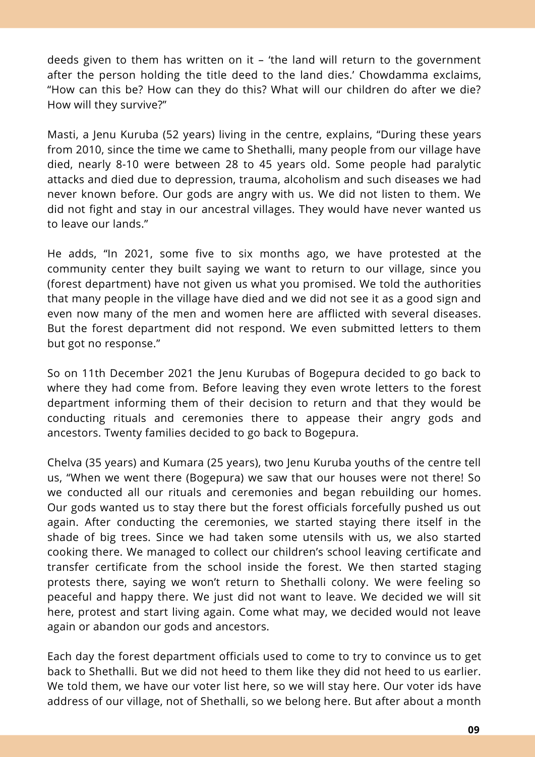deeds given to them has written on it – 'the land will return to the government after the person holding the title deed to the land dies.' Chowdamma exclaims, "How can this be? How can they do this? What will our children do after we die? How will they survive?"

Masti, a Jenu Kuruba (52 years) living in the centre, explains, "During these years from 2010, since the time we came to Shethalli, many people from our village have died, nearly 8-10 were between 28 to 45 years old. Some people had paralytic attacks and died due to depression, trauma, alcoholism and such diseases we had never known before. Our gods are angry with us. We did not listen to them. We did not fight and stay in our ancestral villages. They would have never wanted us to leave our lands."

He adds, "In 2021, some five to six months ago, we have protested at the community center they built saying we want to return to our village, since you (forest department) have not given us what you promised. We told the authorities that many people in the village have died and we did not see it as a good sign and even now many of the men and women here are afflicted with several diseases. But the forest department did not respond. We even submitted letters to them but got no response."

So on 11th December 2021 the Jenu Kurubas of Bogepura decided to go back to where they had come from. Before leaving they even wrote letters to the forest department informing them of their decision to return and that they would be conducting rituals and ceremonies there to appease their angry gods and ancestors. Twenty families decided to go back to Bogepura.

Chelva (35 years) and Kumara (25 years), two Jenu Kuruba youths of the centre tell us, "When we went there (Bogepura) we saw that our houses were not there! So we conducted all our rituals and ceremonies and began rebuilding our homes. Our gods wanted us to stay there but the forest officials forcefully pushed us out again. After conducting the ceremonies, we started staying there itself in the shade of big trees. Since we had taken some utensils with us, we also started cooking there. We managed to collect our children's school leaving certificate and transfer certificate from the school inside the forest. We then started staging protests there, saying we won't return to Shethalli colony. We were feeling so peaceful and happy there. We just did not want to leave. We decided we will sit here, protest and start living again. Come what may, we decided would not leave again or abandon our gods and ancestors.

Each day the forest department officials used to come to try to convince us to get back to Shethalli. But we did not heed to them like they did not heed to us earlier. We told them, we have our voter list here, so we will stay here. Our voter ids have address of our village, not of Shethalli, so we belong here. But after about a month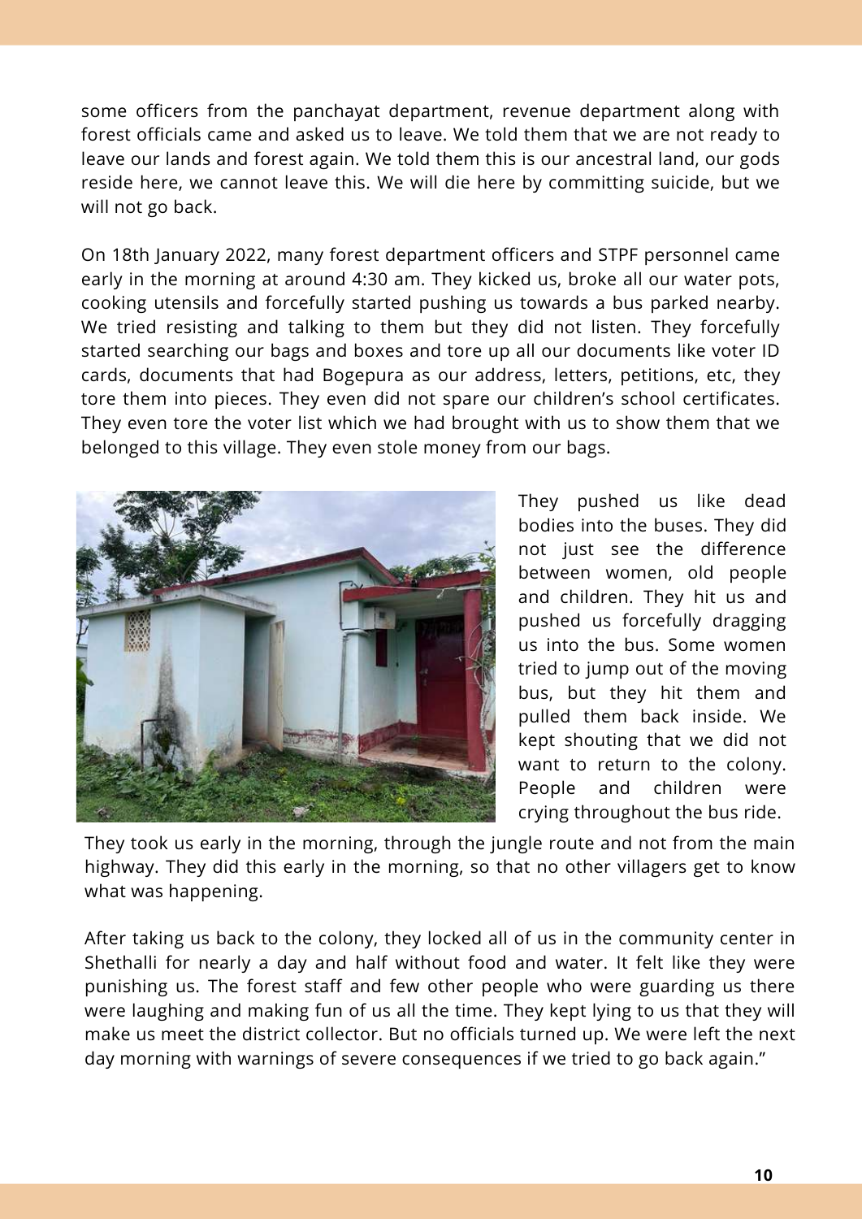some officers from the panchayat department, revenue department along with forest officials came and asked us to leave. We told them that we are not ready to leave our lands and forest again. We told them this is our ancestral land, our gods reside here, we cannot leave this. We will die here by committing suicide, but we will not go back.

On 18th January 2022, many forest department officers and STPF personnel came early in the morning at around 4:30 am. They kicked us, broke all our water pots, cooking utensils and forcefully started pushing us towards a bus parked nearby. We tried resisting and talking to them but they did not listen. They forcefully started searching our bags and boxes and tore up all our documents like voter ID cards, documents that had Bogepura as our address, letters, petitions, etc, they tore them into pieces. They even did not spare our children's school certificates. They even tore the voter list which we had brought with us to show them that we belonged to this village. They even stole money from our bags.

They pushed us like dead bodies into the buses. They did not just see the difference between women, old people and children. They hit us and pushed us forcefully dragging us into the bus. Some women tried to jump out of the moving bus, but they hit them and pulled them back inside. We kept shouting that we did not want to return to the colony. People and children were crying throughout the bus ride.

They took us early in the morning, through the jungle route and not from the main highway. They did this early in the morning, so that no other villagers get to know what was happening.

After taking us back to the colony, they locked all of us in the community center in Shethalli for nearly a day and half without food and water. It felt like they were punishing us. The forest staff and few other people who were guarding us there were laughing and making fun of us all the time. They kept lying to us that they will make us meet the district collector. But no officials turned up. We were left the next day morning with warnings of severe consequences if we tried to go back again."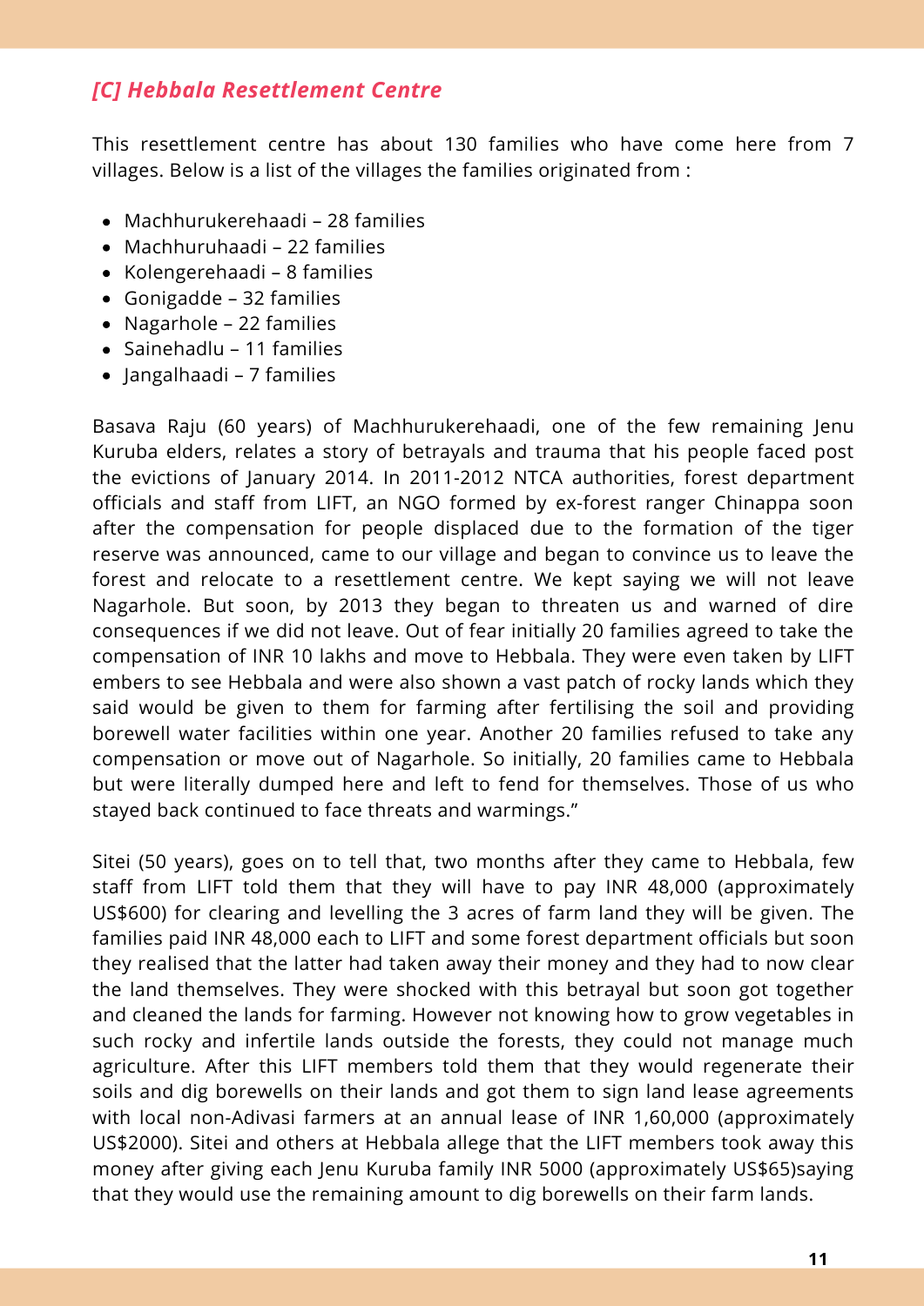### *[C] Hebbala Resettlement Centre*

This resettlement centre has about 130 families who have come here from 7 villages. Below is a list of the villages the families originated from :

- Machhurukerehaadi – 28 families
- Machhuruhaadi – 22 families
- Kolengerehaadi – 8 families
- Gonigadde – 32 families
- Nagarhole – 22 families
- Sainehadlu – 11 families
- Jangalhaadi – 7 families

Basava Raju (60 years) of Machhurukerehaadi, one of the few remaining Jenu Kuruba elders, relates a story of betrayals and trauma that his people faced post the evictions of January 2014. In 2011-2012 NTCA authorities, forest department officials and staff from LIFT, an NGO formed by ex-forest ranger Chinappa soon after the compensation for people displaced due to the formation of the tiger reserve was announced, came to our village and began to convince us to leave the forest and relocate to a resettlement centre. We kept saying we will not leave Nagarhole. But soon, by 2013 they began to threaten us and warned of dire consequences if we did not leave. Out of fear initially 20 families agreed to take the compensation of INR 10 lakhs and move to Hebbala. They were even taken by LIFT embers to see Hebbala and were also shown a vast patch of rocky lands which they said would be given to them for farming after fertilising the soil and providing borewell water facilities within one year. Another 20 families refused to take any compensation or move out of Nagarhole. So initially, 20 families came to Hebbala but were literally dumped here and left to fend for themselves. Those of us who stayed back continued to face threats and warmings."

Sitei (50 years), goes on to tell that, two months after they came to Hebbala, few staff from LIFT told them that they will have to pay INR 48,000 (approximately US$600) for clearing and levelling the 3 acres of farm land they will be given. The families paid INR 48,000 each to LIFT and some forest department officials but soon they realised that the latter had taken away their money and they had to now clear the land themselves. They were shocked with this betrayal but soon got together and cleaned the lands for farming. However not knowing how to grow vegetables in such rocky and infertile lands outside the forests, they could not manage much agriculture. After this LIFT members told them that they would regenerate their soils and dig borewells on their lands and got them to sign land lease agreements with local non-Adivasi farmers at an annual lease of INR 1,60,000 (approximately US$2000). Sitei and others at Hebbala allege that the LIFT members took away this money after giving each Jenu Kuruba family INR 5000 (approximately US$65)saying that they would use the remaining amount to dig borewells on their farm lands.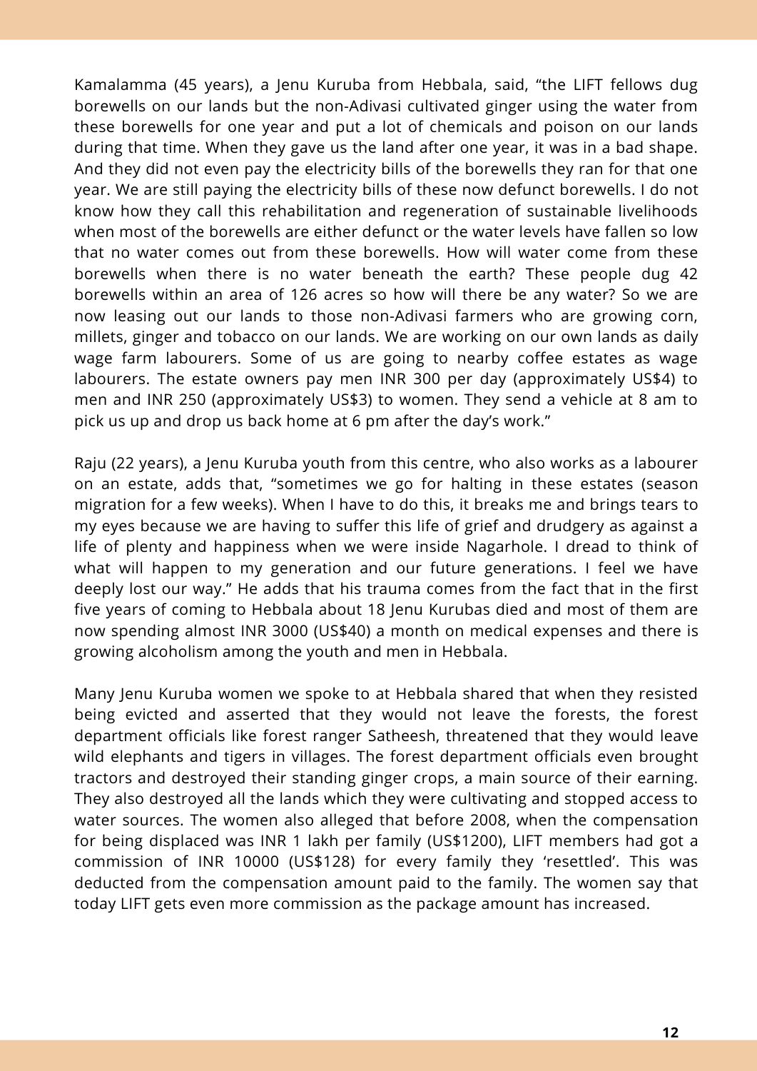Kamalamma (45 years), a Jenu Kuruba from Hebbala, said, "the LIFT fellows dug borewells on our lands but the non-Adivasi cultivated ginger using the water from these borewells for one year and put a lot of chemicals and poison on our lands during that time. When they gave us the land after one year, it was in a bad shape. And they did not even pay the electricity bills of the borewells they ran for that one year. We are still paying the electricity bills of these now defunct borewells. I do not know how they call this rehabilitation and regeneration of sustainable livelihoods when most of the borewells are either defunct or the water levels have fallen so low that no water comes out from these borewells. How will water come from these borewells when there is no water beneath the earth? These people dug 42 borewells within an area of 126 acres so how will there be any water? So we are now leasing out our lands to those non-Adivasi farmers who are growing corn, millets, ginger and tobacco on our lands. We are working on our own lands as daily wage farm labourers. Some of us are going to nearby coffee estates as wage labourers. The estate owners pay men INR 300 per day (approximately US$4) to men and INR 250 (approximately US$3) to women. They send a vehicle at 8 am to pick us up and drop us back home at 6 pm after the day's work."

Raju (22 years), a Jenu Kuruba youth from this centre, who also works as a labourer on an estate, adds that, "sometimes we go for halting in these estates (season migration for a few weeks). When I have to do this, it breaks me and brings tears to my eyes because we are having to suffer this life of grief and drudgery as against a life of plenty and happiness when we were inside Nagarhole. I dread to think of what will happen to my generation and our future generations. I feel we have deeply lost our way." He adds that his trauma comes from the fact that in the first five years of coming to Hebbala about 18 Jenu Kurubas died and most of them are now spending almost INR 3000 (US$40) a month on medical expenses and there is growing alcoholism among the youth and men in Hebbala.

Many Jenu Kuruba women we spoke to at Hebbala shared that when they resisted being evicted and asserted that they would not leave the forests, the forest department officials like forest ranger Satheesh, threatened that they would leave wild elephants and tigers in villages. The forest department officials even brought tractors and destroyed their standing ginger crops, a main source of their earning. They also destroyed all the lands which they were cultivating and stopped access to water sources. The women also alleged that before 2008, when the compensation for being displaced was INR 1 lakh per family (US$1200), LIFT members had got a commission of INR 10000 (US$128) for every family they 'resettled'. This was deducted from the compensation amount paid to the family. The women say that today LIFT gets even more commission as the package amount has increased.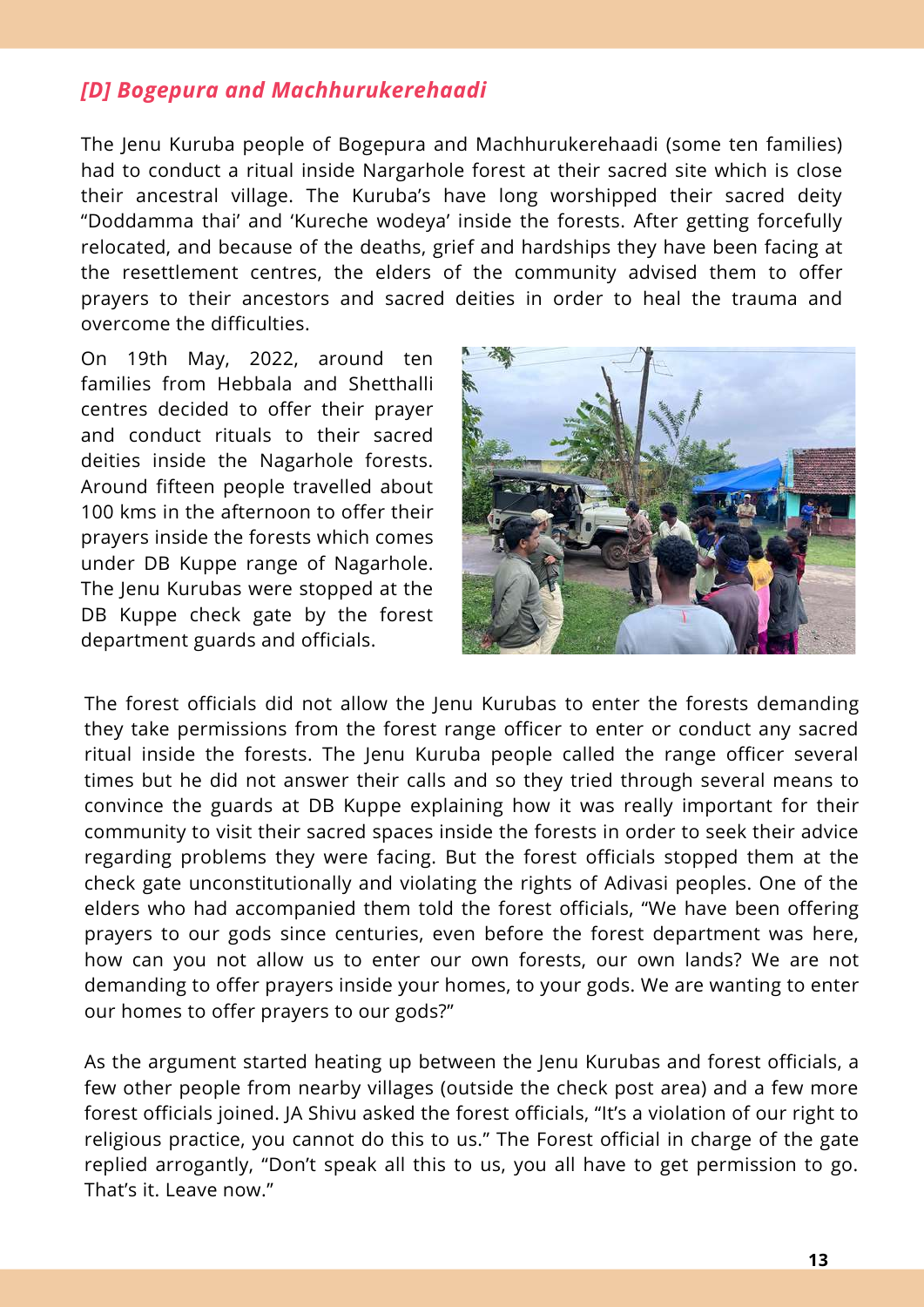### *[D] Bogepura and Machhurukerehaadi*

The Jenu Kuruba people of Bogepura and Machhurukerehaadi (some ten families) had to conduct a ritual inside Nargarhole forest at their sacred site which is close their ancestral village. The Kuruba's have long worshipped their sacred deity "Doddamma thai' and 'Kureche wodeya' inside the forests. After getting forcefully relocated, and because of the deaths, grief and hardships they have been facing at the resettlement centres, the elders of the community advised them to offer prayers to their ancestors and sacred deities in order to heal the trauma and overcome the difficulties.

On 19th May, 2022, around ten families from Hebbala and Shetthalli centres decided to offer their prayer and conduct rituals to their sacred deities inside the Nagarhole forests. Around fifteen people travelled about 100 kms in the afternoon to offer their prayers inside the forests which comes under DB Kuppe range of Nagarhole. The Jenu Kurubas were stopped at the DB Kuppe check gate by the forest department guards and officials.

The forest officials did not allow the Jenu Kurubas to enter the forests demanding they take permissions from the forest range officer to enter or conduct any sacred ritual inside the forests. The Jenu Kuruba people called the range officer several times but he did not answer their calls and so they tried through several means to convince the guards at DB Kuppe explaining how it was really important for their community to visit their sacred spaces inside the forests in order to seek their advice regarding problems they were facing. But the forest officials stopped them at the check gate unconstitutionally and violating the rights of Adivasi peoples. One of the elders who had accompanied them told the forest officials, "We have been offering prayers to our gods since centuries, even before the forest department was here, how can you not allow us to enter our own forests, our own lands? We are not demanding to offer prayers inside your homes, to your gods. We are wanting to enter our homes to offer prayers to our gods?"

As the argument started heating up between the Jenu Kurubas and forest officials, a few other people from nearby villages (outside the check post area) and a few more forest officials joined. JA Shivu asked the forest officials, "It's a violation of our right to religious practice, you cannot do this to us." The Forest official in charge of the gate replied arrogantly, "Don't speak all this to us, you all have to get permission to go. That's it. Leave now."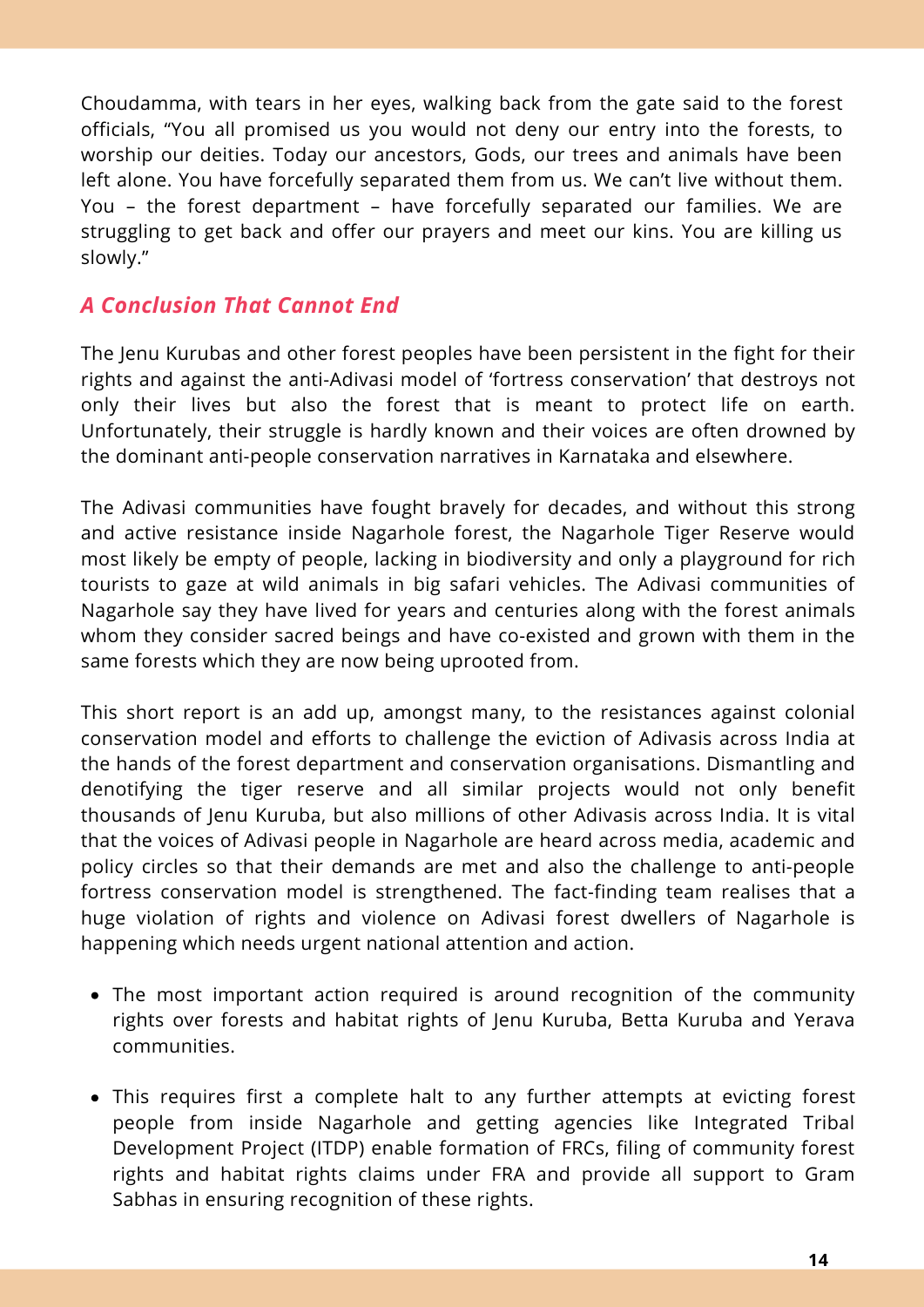Choudamma, with tears in her eyes, walking back from the gate said to the forest officials, "You all promised us you would not deny our entry into the forests, to worship our deities. Today our ancestors, Gods, our trees and animals have been left alone. You have forcefully separated them from us. We can't live without them. You – the forest department – have forcefully separated our families. We are struggling to get back and offer our prayers and meet our kins. You are killing us slowly."

## *A Conclusion That Cannot End*

The Jenu Kurubas and other forest peoples have been persistent in the fight for their rights and against the anti-Adivasi model of 'fortress conservation' that destroys not only their lives but also the forest that is meant to protect life on earth. Unfortunately, their struggle is hardly known and their voices are often drowned by the dominant anti-people conservation narratives in Karnataka and elsewhere.

The Adivasi communities have fought bravely for decades, and without this strong and active resistance inside Nagarhole forest, the Nagarhole Tiger Reserve would most likely be empty of people, lacking in biodiversity and only a playground for rich tourists to gaze at wild animals in big safari vehicles. The Adivasi communities of Nagarhole say they have lived for years and centuries along with the forest animals whom they consider sacred beings and have co-existed and grown with them in the same forests which they are now being uprooted from.

This short report is an add up, amongst many, to the resistances against colonial conservation model and efforts to challenge the eviction of Adivasis across India at the hands of the forest department and conservation organisations. Dismantling and denotifying the tiger reserve and all similar projects would not only benefit thousands of Jenu Kuruba, but also millions of other Adivasis across India. It is vital that the voices of Adivasi people in Nagarhole are heard across media, academic and policy circles so that their demands are met and also the challenge to anti-people fortress conservation model is strengthened. The fact-finding team realises that a huge violation of rights and violence on Adivasi forest dwellers of Nagarhole is happening which needs urgent national attention and action.

- The most important action required is around recognition of the community rights over forests and habitat rights of Jenu Kuruba, Betta Kuruba and Yerava communities.
- This requires first a complete halt to any further attempts at evicting forest people from inside Nagarhole and getting agencies like Integrated Tribal Development Project (ITDP) enable formation of FRCs, filing of community forest rights and habitat rights claims under FRA and provide all support to Gram Sabhas in ensuring recognition of these rights.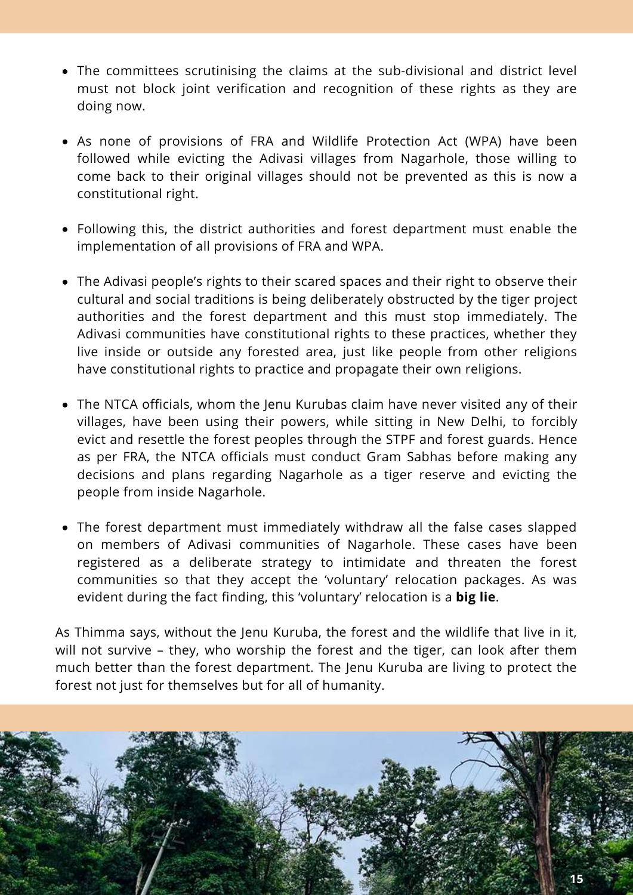- The committees scrutinising the claims at the sub-divisional and district level must not block joint verification and recognition of these rights as they are doing now.

- As none of provisions of FRA and Wildlife Protection Act (WPA) have been followed while evicting the Adivasi villages from Nagarhole, those willing to come back to their original villages should not be prevented as this is now a constitutional right.

- Following this, the district authorities and forest department must enable the implementation of all provisions of FRA and WPA.

- The Adivasi people's rights to their scared spaces and their right to observe their cultural and social traditions is being deliberately obstructed by the tiger project authorities and the forest department and this must stop immediately. The Adivasi communities have constitutional rights to these practices, whether they live inside or outside any forested area, just like people from other religions have constitutional rights to practice and propagate their own religions.

- The NTCA officials, whom the Jenu Kurubas claim have never visited any of their villages, have been using their powers, while sitting in New Delhi, to forcibly evict and resettle the forest peoples through the STPF and forest guards. Hence as per FRA, the NTCA officials must conduct Gram Sabhas before making any decisions and plans regarding Nagarhole as a tiger reserve and evicting the people from inside Nagarhole.

- The forest department must immediately withdraw all the false cases slapped on members of Adivasi communities of Nagarhole. These cases have been registered as a deliberate strategy to intimidate and threaten the forest communities so that they accept the 'voluntary' relocation packages. As was evident during the fact finding, this 'voluntary' relocation is a **big lie**.

As Thimma says, without the Jenu Kuruba, the forest and the wildlife that live in it, will not survive – they, who worship the forest and the tiger, can look after them much better than the forest department. The Jenu Kuruba are living to protect the forest not just for themselves but for all of humanity.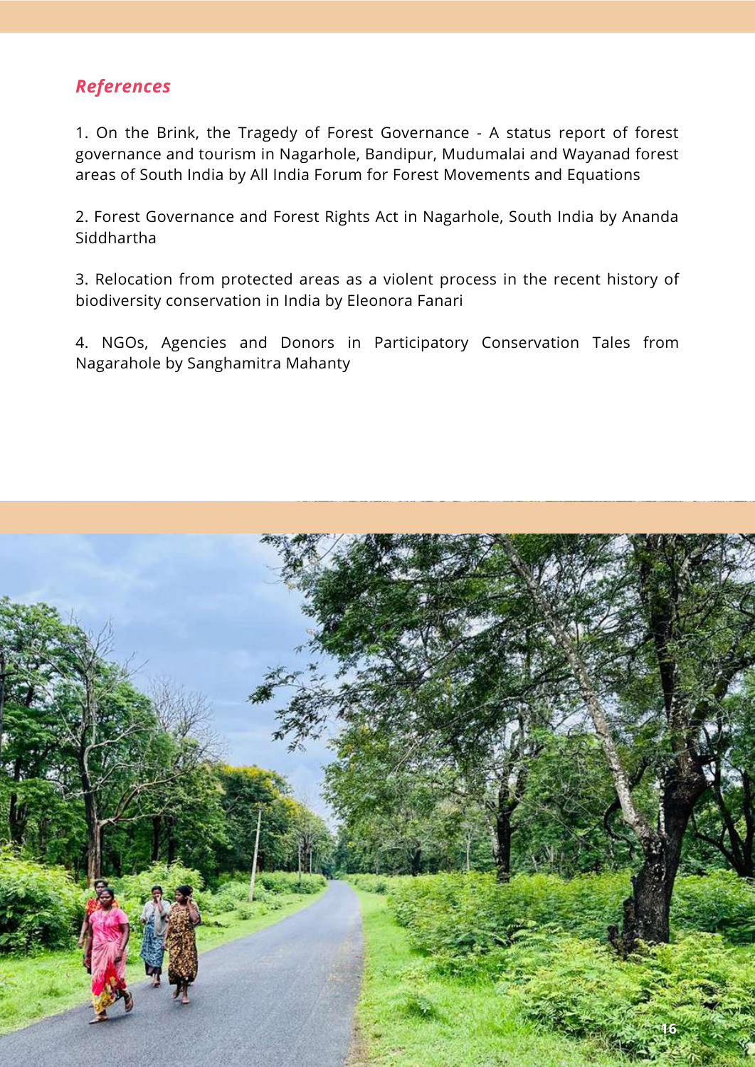## *References*

1. On the Brink, the Tragedy of Forest Governance - A status report of forest governance and tourism in Nagarhole, Bandipur, Mudumalai and Wayanad forest areas of South India by All India Forum for Forest Movements and Equations

2. Forest Governance and Forest Rights Act in Nagarhole, South India by Ananda Siddhartha

3. Relocation from protected areas as a violent process in the recent history of biodiversity conservation in India by Eleonora Fanari

4. NGOs, Agencies and Donors in Participatory Conservation Tales from Nagarahole by Sanghamitra Mahanty